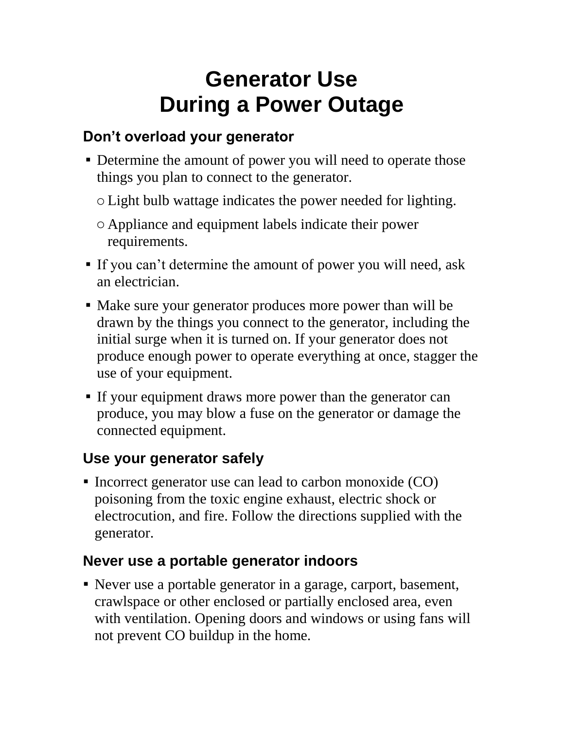# Generator Use During a Power Outage

## Don’t overload your generator

- Determine the amount of power you will need to operate those things you plan to connect to the generator.
  - Light bulb wattage indicates the power needed for lighting.
  - Appliance and equipment labels indicate their power requirements.
- If you can’t determine the amount of power you will need, ask an electrician.
- Make sure your generator produces more power than will be drawn by the things you connect to the generator, including the initial surge when it is turned on. If your generator does not produce enough power to operate everything at once, stagger the use of your equipment.
- If your equipment draws more power than the generator can produce, you may blow a fuse on the generator or damage the connected equipment.

## Use your generator safely

- Incorrect generator use can lead to carbon monoxide (CO) poisoning from the toxic engine exhaust, electric shock or electrocution, and fire. Follow the directions supplied with the generator.

## Never use a portable generator indoors

- Never use a portable generator in a garage, carport, basement, crawlspace or other enclosed or partially enclosed area, even with ventilation. Opening doors and windows or using fans will not prevent CO buildup in the home.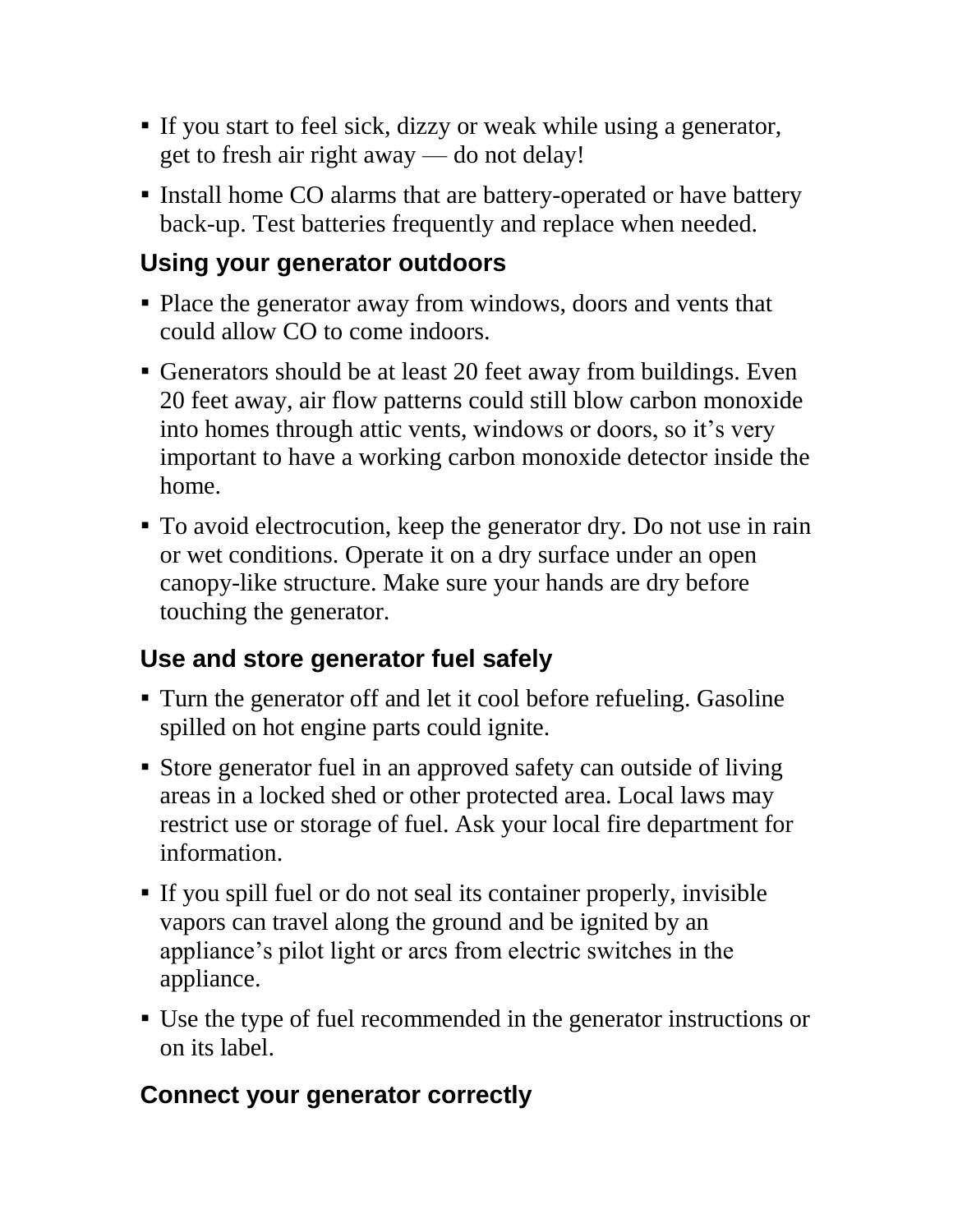- If you start to feel sick, dizzy or weak while using a generator, get to fresh air right away — do not delay!
- Install home CO alarms that are battery-operated or have battery back-up. Test batteries frequently and replace when needed.

### Using your generator outdoors

- Place the generator away from windows, doors and vents that could allow CO to come indoors.
- Generators should be at least 20 feet away from buildings. Even 20 feet away, air flow patterns could still blow carbon monoxide into homes through attic vents, windows or doors, so it's very important to have a working carbon monoxide detector inside the home.
- To avoid electrocution, keep the generator dry. Do not use in rain or wet conditions. Operate it on a dry surface under an open canopy-like structure. Make sure your hands are dry before touching the generator.

### Use and store generator fuel safely

- Turn the generator off and let it cool before refueling. Gasoline spilled on hot engine parts could ignite.
- Store generator fuel in an approved safety can outside of living areas in a locked shed or other protected area. Local laws may restrict use or storage of fuel. Ask your local fire department for information.
- If you spill fuel or do not seal its container properly, invisible vapors can travel along the ground and be ignited by an appliance's pilot light or arcs from electric switches in the appliance.
- Use the type of fuel recommended in the generator instructions or on its label.

### Connect your generator correctly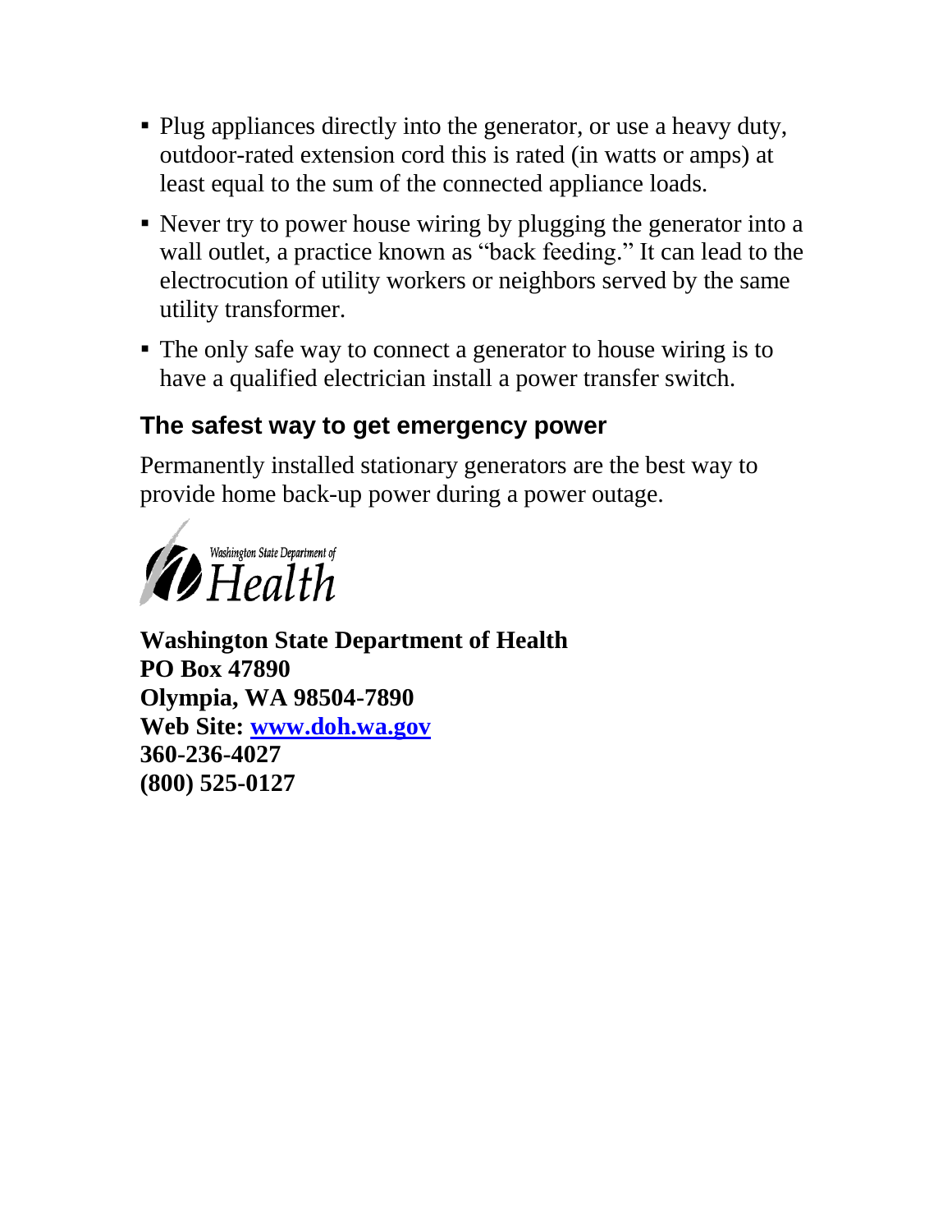- Plug appliances directly into the generator, or use a heavy duty, outdoor-rated extension cord this is rated (in watts or amps) at least equal to the sum of the connected appliance loads.
- Never try to power house wiring by plugging the generator into a wall outlet, a practice known as "back feeding." It can lead to the electrocution of utility workers or neighbors served by the same utility transformer.
- The only safe way to connect a generator to house wiring is to have a qualified electrician install a power transfer switch.

## The safest way to get emergency power

Permanently installed stationary generators are the best way to provide home back-up power during a power outage.

Washington State Department of Health

**Washington State Department of Health**
**PO Box 47890**
**Olympia, WA 98504-7890**
**Web Site: www.doh.wa.gov**
**360-236-4027**
**(800) 525-0127**